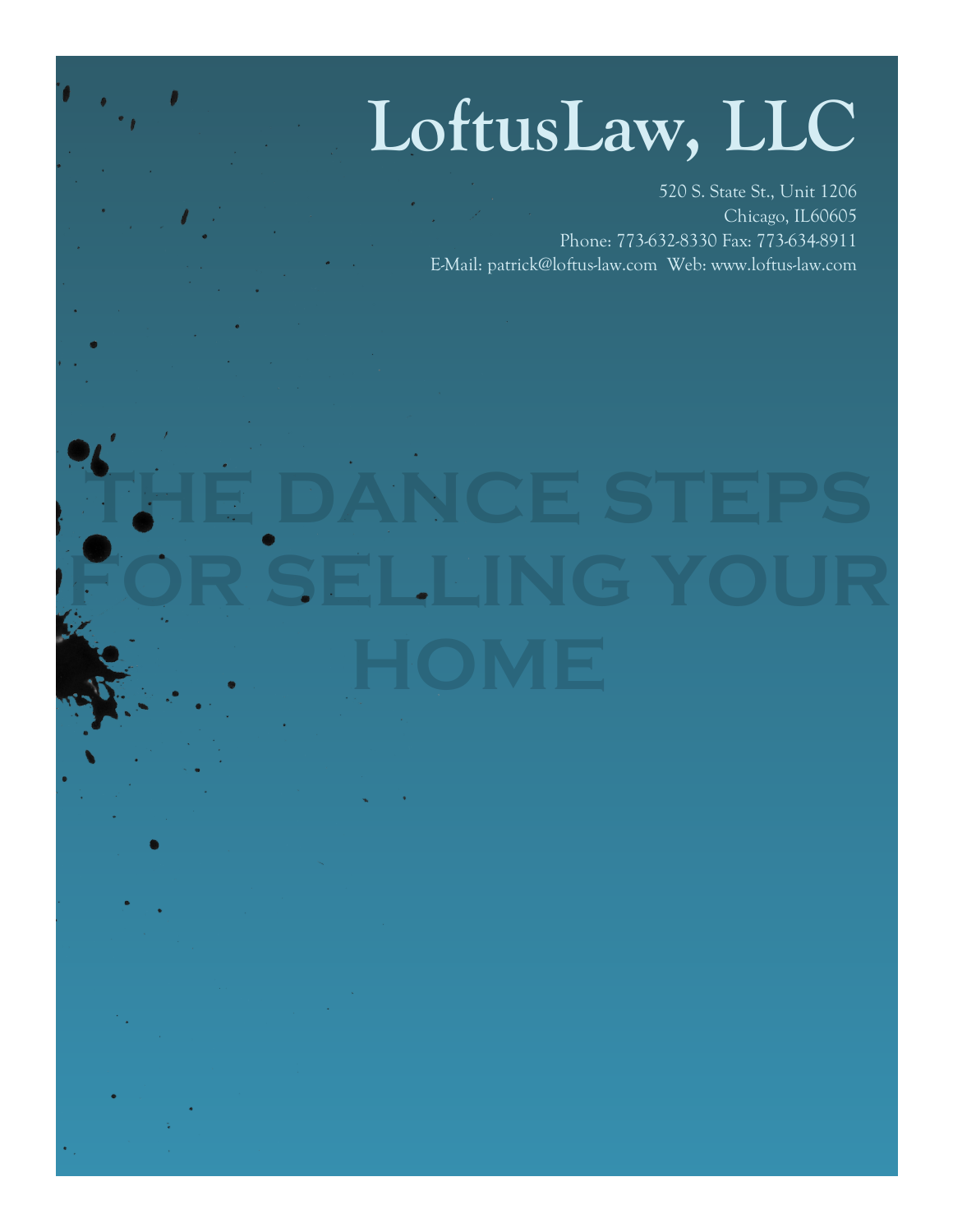# LoftusLaw, LLC

520 S. State St., Unit 1206
Chicago, IL60605
Phone: 773-632-8330 Fax: 773-634-8911
E-Mail: patrick@loftus-law.com Web: www.loftus-law.com

# THE DANCE STEPS FOR SELLING YOUR HOME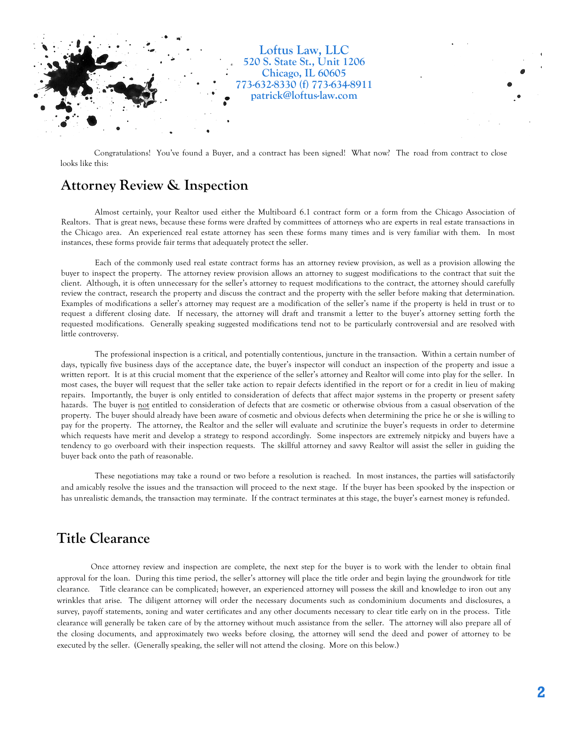Loftus Law, LLC
520 S. State St., Unit 1206
Chicago, IL 60605
773-632-8330 (f) 773-634-8911
patrick@loftus-law.com

Congratulations! You've found a Buyer, and a contract has been signed! What now? The road from contract to close looks like this:

## Attorney Review & Inspection

Almost certainly, your Realtor used either the Multiboard 6.1 contract form or a form from the Chicago Association of Realtors. That is great news, because these forms were drafted by committees of attorneys who are experts in real estate transactions in the Chicago area. An experienced real estate attorney has seen these forms many times and is very familiar with them. In most instances, these forms provide fair terms that adequately protect the seller.

Each of the commonly used real estate contract forms has an attorney review provision, as well as a provision allowing the buyer to inspect the property. The attorney review provision allows an attorney to suggest modifications to the contract that suit the client. Although, it is often unnecessary for the seller's attorney to request modifications to the contract, the attorney should carefully review the contract, research the property and discuss the contract and the property with the seller before making that determination. Examples of modifications a seller's attorney may request are a modification of the seller's name if the property is held in trust or to request a different closing date. If necessary, the attorney will draft and transmit a letter to the buyer's attorney setting forth the requested modifications. Generally speaking suggested modifications tend not to be particularly controversial and are resolved with little controversy.

The professional inspection is a critical, and potentially contentious, juncture in the transaction. Within a certain number of days, typically five business days of the acceptance date, the buyer's inspector will conduct an inspection of the property and issue a written report. It is at this crucial moment that the experience of the seller's attorney and Realtor will come into play for the seller. In most cases, the buyer will request that the seller take action to repair defects identified in the report or for a credit in lieu of making repairs. Importantly, the buyer is only entitled to consideration of defects that affect major systems in the property or present safety hazards. The buyer is <u>not</u> entitled to consideration of defects that are cosmetic or otherwise obvious from a casual observation of the property. The buyer should already have been aware of cosmetic and obvious defects when determining the price he or she is willing to pay for the property. The attorney, the Realtor and the seller will evaluate and scrutinize the buyer's requests in order to determine which requests have merit and develop a strategy to respond accordingly. Some inspectors are extremely nitpicky and buyers have a tendency to go overboard with their inspection requests. The skillful attorney and savvy Realtor will assist the seller in guiding the buyer back onto the path of reasonable.

These negotiations may take a round or two before a resolution is reached. In most instances, the parties will satisfactorily and amicably resolve the issues and the transaction will proceed to the next stage. If the buyer has been spooked by the inspection or has unrealistic demands, the transaction may terminate. If the contract terminates at this stage, the buyer's earnest money is refunded.

## Title Clearance

Once attorney review and inspection are complete, the next step for the buyer is to work with the lender to obtain final approval for the loan. During this time period, the seller's attorney will place the title order and begin laying the groundwork for title clearance. Title clearance can be complicated; however, an experienced attorney will possess the skill and knowledge to iron out any wrinkles that arise. The diligent attorney will order the necessary documents such as condominium documents and disclosures, a survey, payoff statements, zoning and water certificates and any other documents necessary to clear title early on in the process. Title clearance will generally be taken care of by the attorney without much assistance from the seller. The attorney will also prepare all of the closing documents, and approximately two weeks before closing, the attorney will send the deed and power of attorney to be executed by the seller. (Generally speaking, the seller will not attend the closing. More on this below.)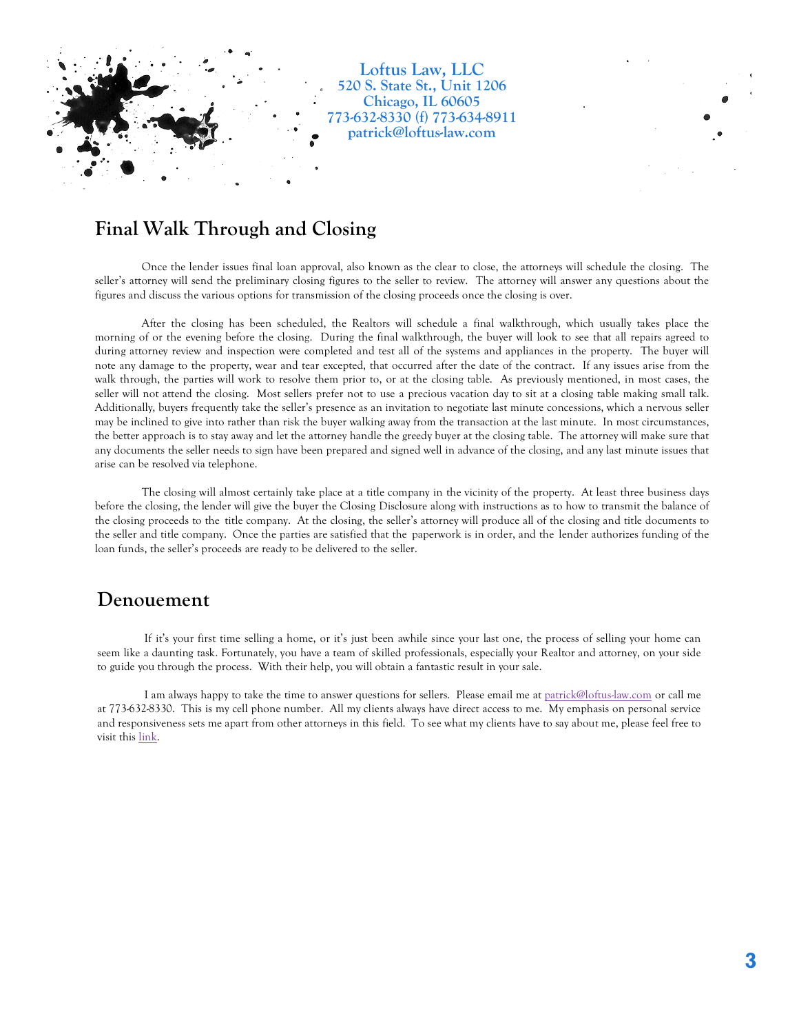Loftus Law, LLC
520 S. State St., Unit 1206
Chicago, IL 60605
773-632-8330 (f) 773-634-8911
patrick@loftus-law.com

## Final Walk Through and Closing

Once the lender issues final loan approval, also known as the clear to close, the attorneys will schedule the closing. The seller's attorney will send the preliminary closing figures to the seller to review. The attorney will answer any questions about the figures and discuss the various options for transmission of the closing proceeds once the closing is over.

After the closing has been scheduled, the Realtors will schedule a final walkthrough, which usually takes place the morning of or the evening before the closing. During the final walkthrough, the buyer will look to see that all repairs agreed to during attorney review and inspection were completed and test all of the systems and appliances in the property. The buyer will note any damage to the property, wear and tear excepted, that occurred after the date of the contract. If any issues arise from the walk through, the parties will work to resolve them prior to, or at the closing table. As previously mentioned, in most cases, the seller will not attend the closing. Most sellers prefer not to use a precious vacation day to sit at a closing table making small talk. Additionally, buyers frequently take the seller's presence as an invitation to negotiate last minute concessions, which a nervous seller may be inclined to give into rather than risk the buyer walking away from the transaction at the last minute. In most circumstances, the better approach is to stay away and let the attorney handle the greedy buyer at the closing table. The attorney will make sure that any documents the seller needs to sign have been prepared and signed well in advance of the closing, and any last minute issues that arise can be resolved via telephone.

The closing will almost certainly take place at a title company in the vicinity of the property. At least three business days before the closing, the lender will give the buyer the Closing Disclosure along with instructions as to how to transmit the balance of the closing proceeds to the title company. At the closing, the seller's attorney will produce all of the closing and title documents to the seller and title company. Once the parties are satisfied that the paperwork is in order, and the lender authorizes funding of the loan funds, the seller's proceeds are ready to be delivered to the seller.

## Denouement

If it's your first time selling a home, or it's just been awhile since your last one, the process of selling your home can seem like a daunting task. Fortunately, you have a team of skilled professionals, especially your Realtor and attorney, on your side to guide you through the process. With their help, you will obtain a fantastic result in your sale.

I am always happy to take the time to answer questions for sellers. Please email me at patrick@loftus-law.com or call me at 773-632-8330. This is my cell phone number. All my clients always have direct access to me. My emphasis on personal service and responsiveness sets me apart from other attorneys in this field. To see what my clients have to say about me, please feel free to visit this link.